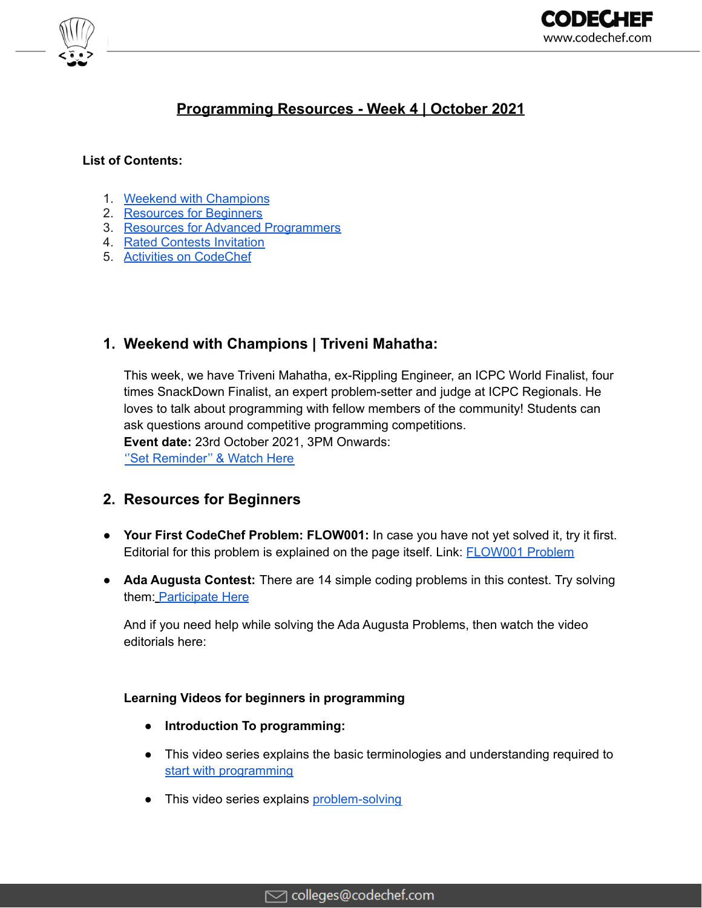# Programming Resources - Week 4 | October 2021

**List of Contents:**

1. Weekend with Champions
2. Resources for Beginners
3. Resources for Advanced Programmers
4. Rated Contests Invitation
5. Activities on CodeChef

## 1. Weekend with Champions | Triveni Mahatha:

This week, we have Triveni Mahatha, ex-Rippling Engineer, an ICPC World Finalist, four times SnackDown Finalist, an expert problem-setter and judge at ICPC Regionals. He loves to talk about programming with fellow members of the community! Students can ask questions around competitive programming competitions.

**Event date:** 23rd October 2021, 3PM Onwards:

''Set Reminder'' & Watch Here

## 2. Resources for Beginners

- **Your First CodeChef Problem: FLOW001:** In case you have not yet solved it, try it first. Editorial for this problem is explained on the page itself. Link: FLOW001 Problem
- **Ada Augusta Contest:** There are 14 simple coding problems in this contest. Try solving them: Participate Here

  And if you need help while solving the Ada Augusta Problems, then watch the video editorials here:

**Learning Videos for beginners in programming**

- **Introduction To programming:**
- This video series explains the basic terminologies and understanding required to start with programming
- This video series explains problem-solving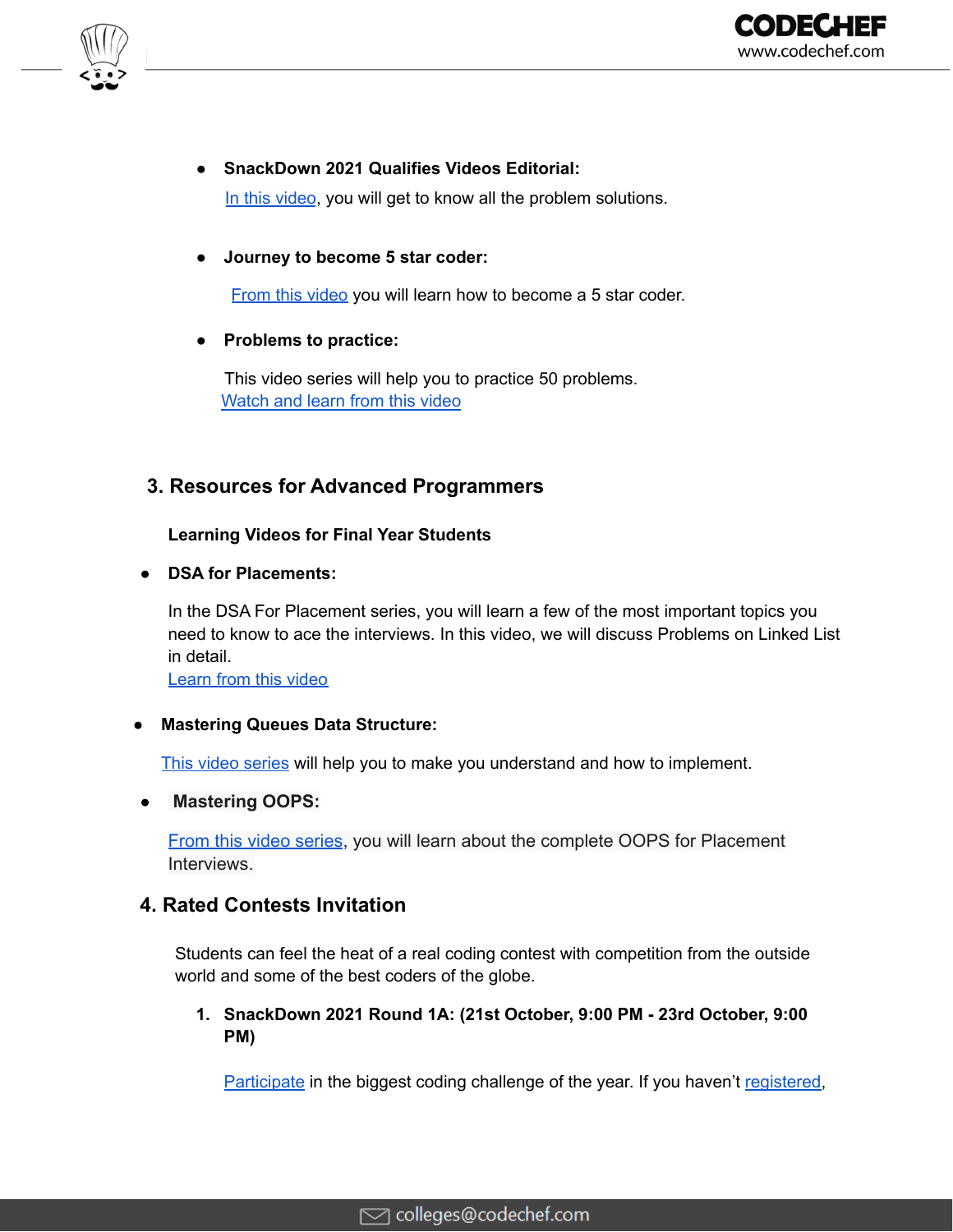- **SnackDown 2021 Qualifies Videos Editorial:**

  In this video, you will get to know all the problem solutions.

- **Journey to become 5 star coder:**

  From this video you will learn how to become a 5 star coder.

- **Problems to practice:**

  This video series will help you to practice 50 problems.
  Watch and learn from this video

## 3. Resources for Advanced Programmers

**Learning Videos for Final Year Students**

- **DSA for Placements:**

  In the DSA For Placement series, you will learn a few of the most important topics you need to know to ace the interviews. In this video, we will discuss Problems on Linked List in detail.
  Learn from this video

- **Mastering Queues Data Structure:**

  This video series will help you to make you understand and how to implement.

- **Mastering OOPS:**

  From this video series, you will learn about the complete OOPS for Placement Interviews.

## 4. Rated Contests Invitation

Students can feel the heat of a real coding contest with competition from the outside world and some of the best coders of the globe.

1. **SnackDown 2021 Round 1A: (21st October, 9:00 PM - 23rd October, 9:00 PM)**

   Participate in the biggest coding challenge of the year. If you haven't registered,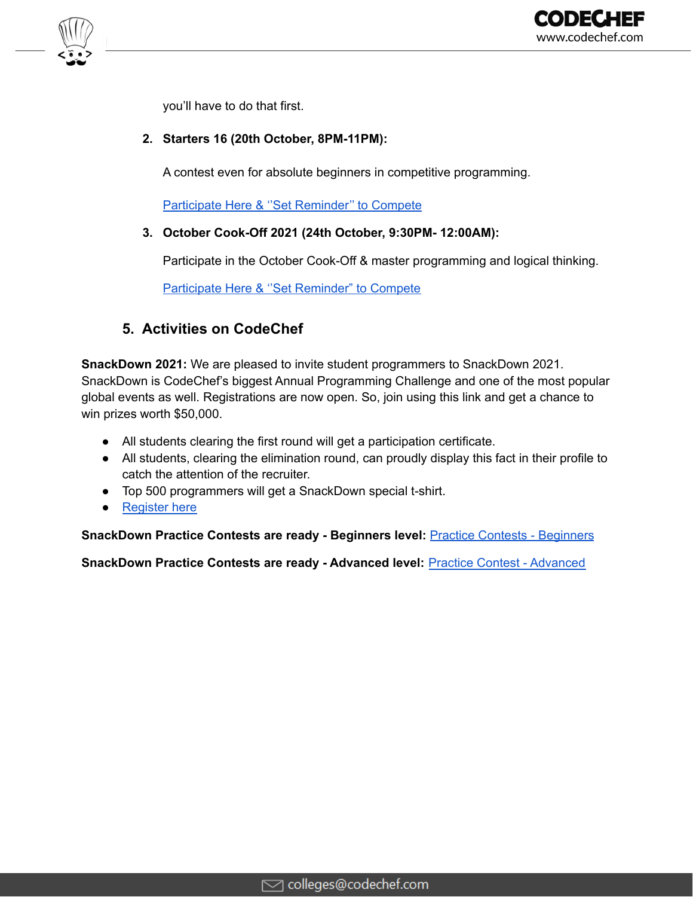you'll have to do that first.

2. **Starters 16 (20th October, 8PM-11PM):**

   A contest even for absolute beginners in competitive programming.

   Participate Here & ''Set Reminder'' to Compete

3. **October Cook-Off 2021 (24th October, 9:30PM- 12:00AM):**

   Participate in the October Cook-Off & master programming and logical thinking.

   Participate Here & ''Set Reminder'' to Compete

## 5. Activities on CodeChef

**SnackDown 2021:** We are pleased to invite student programmers to SnackDown 2021. SnackDown is CodeChef's biggest Annual Programming Challenge and one of the most popular global events as well. Registrations are now open. So, join using this link and get a chance to win prizes worth $50,000.

- All students clearing the first round will get a participation certificate.
- All students, clearing the elimination round, can proudly display this fact in their profile to catch the attention of the recruiter.
- Top 500 programmers will get a SnackDown special t-shirt.
- Register here

**SnackDown Practice Contests are ready - Beginners level:** Practice Contests - Beginners

**SnackDown Practice Contests are ready - Advanced level:** Practice Contest - Advanced